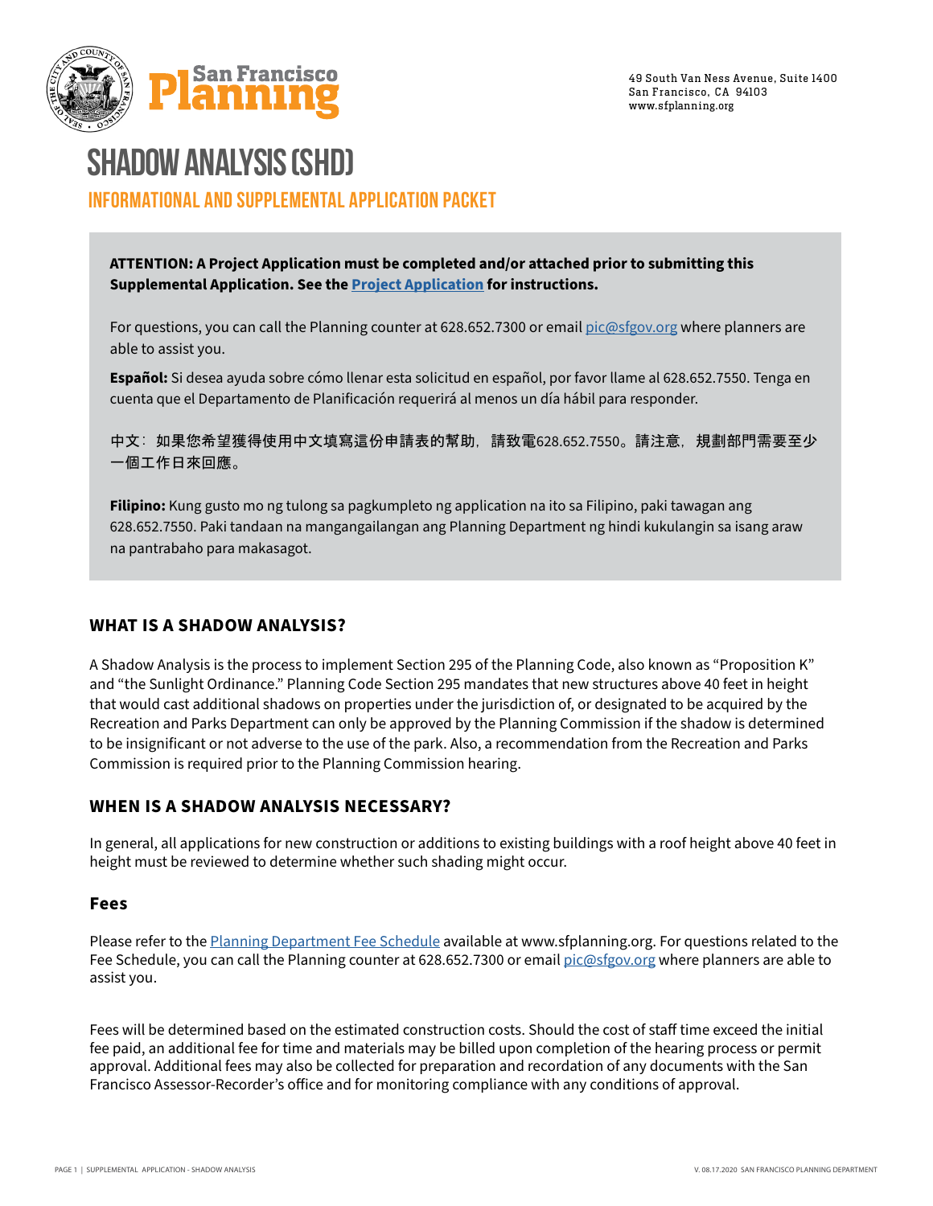San Francisco Planning

49 South Van Ness Avenue, Suite 1400
San Francisco, CA 94103
www.sfplanning.org

# SHADOW ANALYSIS (SHD)

## INFORMATIONAL AND SUPPLEMENTAL APPLICATION PACKET

**ATTENTION: A Project Application must be completed and/or attached prior to submitting this Supplemental Application. See the Project Application for instructions.**

For questions, you can call the Planning counter at 628.652.7300 or email pic@sfgov.org where planners are able to assist you.

**Español:** Si desea ayuda sobre cómo llenar esta solicitud en español, por favor llame al 628.652.7550. Tenga en cuenta que el Departamento de Planificación requerirá al menos un día hábil para responder.

中文：如果您希望獲得使用中文填寫這份申請表的幫助，請致電628.652.7550。請注意，規劃部門需要至少一個工作日來回應。

**Filipino:** Kung gusto mo ng tulong sa pagkumpleto ng application na ito sa Filipino, paki tawagan ang 628.652.7550. Paki tandaan na mangangailangan ang Planning Department ng hindi kukulangin sa isang araw na pantrabaho para makasagot.

### WHAT IS A SHADOW ANALYSIS?

A Shadow Analysis is the process to implement Section 295 of the Planning Code, also known as "Proposition K" and "the Sunlight Ordinance." Planning Code Section 295 mandates that new structures above 40 feet in height that would cast additional shadows on properties under the jurisdiction of, or designated to be acquired by the Recreation and Parks Department can only be approved by the Planning Commission if the shadow is determined to be insignificant or not adverse to the use of the park. Also, a recommendation from the Recreation and Parks Commission is required prior to the Planning Commission hearing.

### WHEN IS A SHADOW ANALYSIS NECESSARY?

In general, all applications for new construction or additions to existing buildings with a roof height above 40 feet in height must be reviewed to determine whether such shading might occur.

### Fees

Please refer to the Planning Department Fee Schedule available at www.sfplanning.org. For questions related to the Fee Schedule, you can call the Planning counter at 628.652.7300 or email pic@sfgov.org where planners are able to assist you.

Fees will be determined based on the estimated construction costs. Should the cost of staff time exceed the initial fee paid, an additional fee for time and materials may be billed upon completion of the hearing process or permit approval. Additional fees may also be collected for preparation and recordation of any documents with the San Francisco Assessor-Recorder's office and for monitoring compliance with any conditions of approval.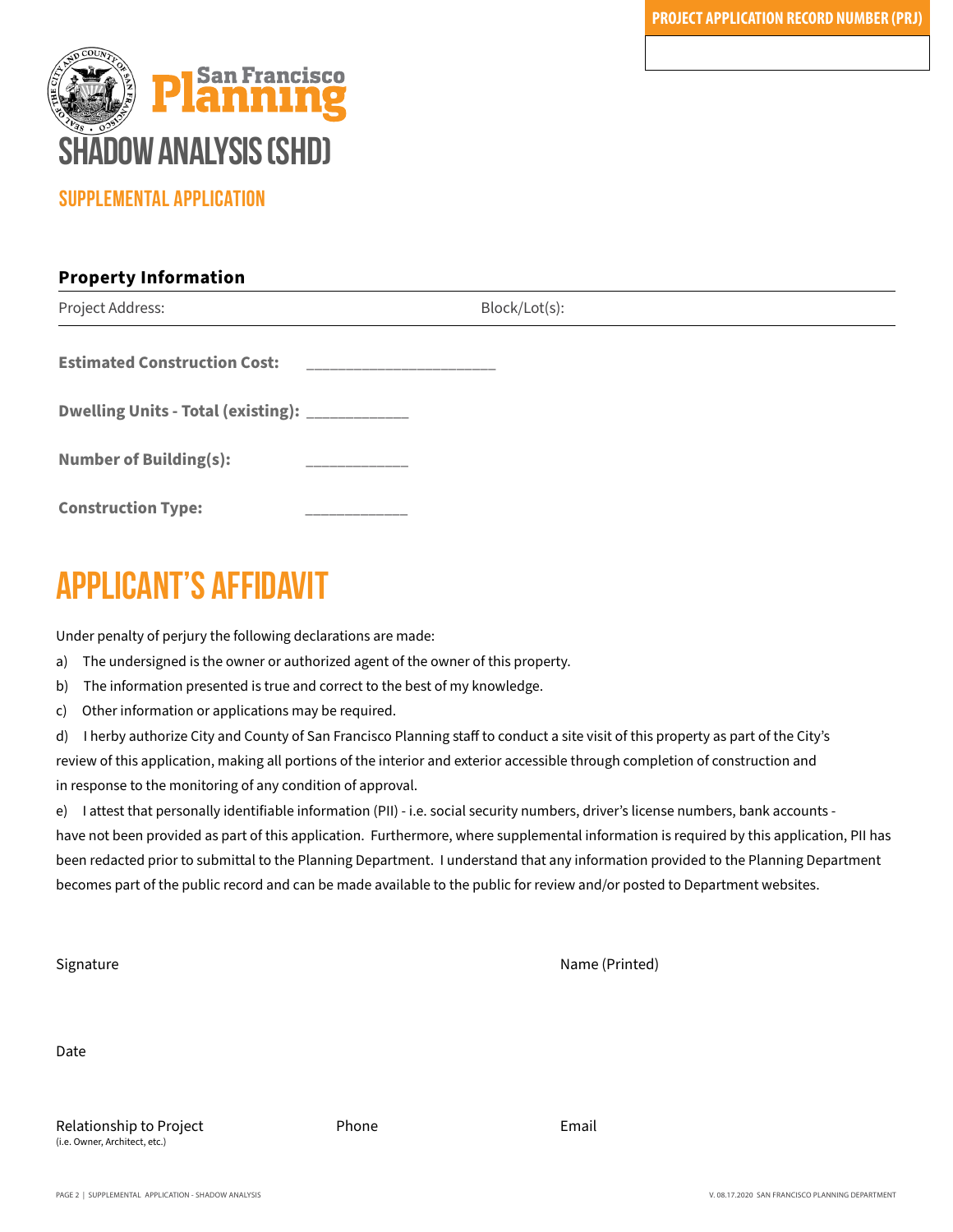**PROJECT APPLICATION RECORD NUMBER (PRJ)**

San Francisco Planning

# SHADOW ANALYSIS (SHD)

## SUPPLEMENTAL APPLICATION

### Property Information

Project Address: Block/Lot(s):

**Estimated Construction Cost:** ______________________

**Dwelling Units - Total (existing):** ____________

**Number of Building(s):** ____________

**Construction Type:** ____________

# APPLICANT'S AFFIDAVIT

Under penalty of perjury the following declarations are made:

a) The undersigned is the owner or authorized agent of the owner of this property.

b) The information presented is true and correct to the best of my knowledge.

c) Other information or applications may be required.

d) I herby authorize City and County of San Francisco Planning staff to conduct a site visit of this property as part of the City's review of this application, making all portions of the interior and exterior accessible through completion of construction and in response to the monitoring of any condition of approval.

e) I attest that personally identifiable information (PII) - i.e. social security numbers, driver's license numbers, bank accounts - have not been provided as part of this application. Furthermore, where supplemental information is required by this application, PII has been redacted prior to submittal to the Planning Department. I understand that any information provided to the Planning Department becomes part of the public record and can be made available to the public for review and/or posted to Department websites.

Signature

Name (Printed)

Date

Relationship to Project
(i.e. Owner, Architect, etc.)

Phone

Email